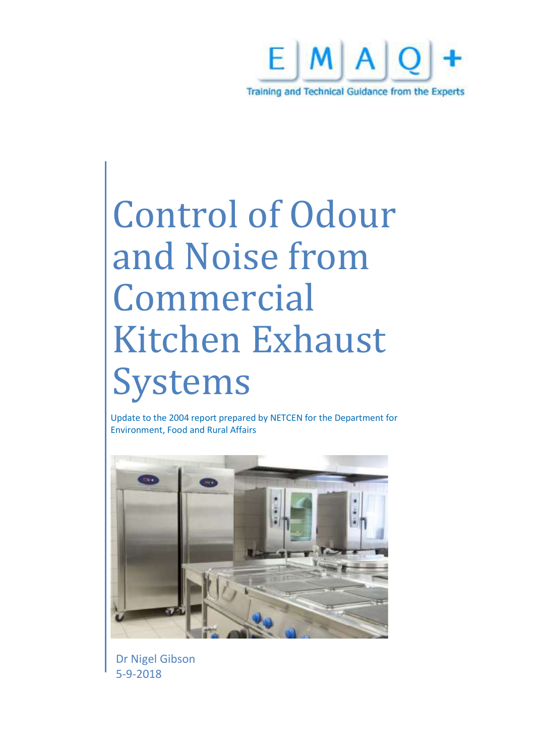E | M | A | Q | +

Training and Technical Guidance from the Experts

# Control of Odour and Noise from Commercial Kitchen Exhaust Systems

Update to the 2004 report prepared by NETCEN for the Department for Environment, Food and Rural Affairs

Dr Nigel Gibson
5-9-2018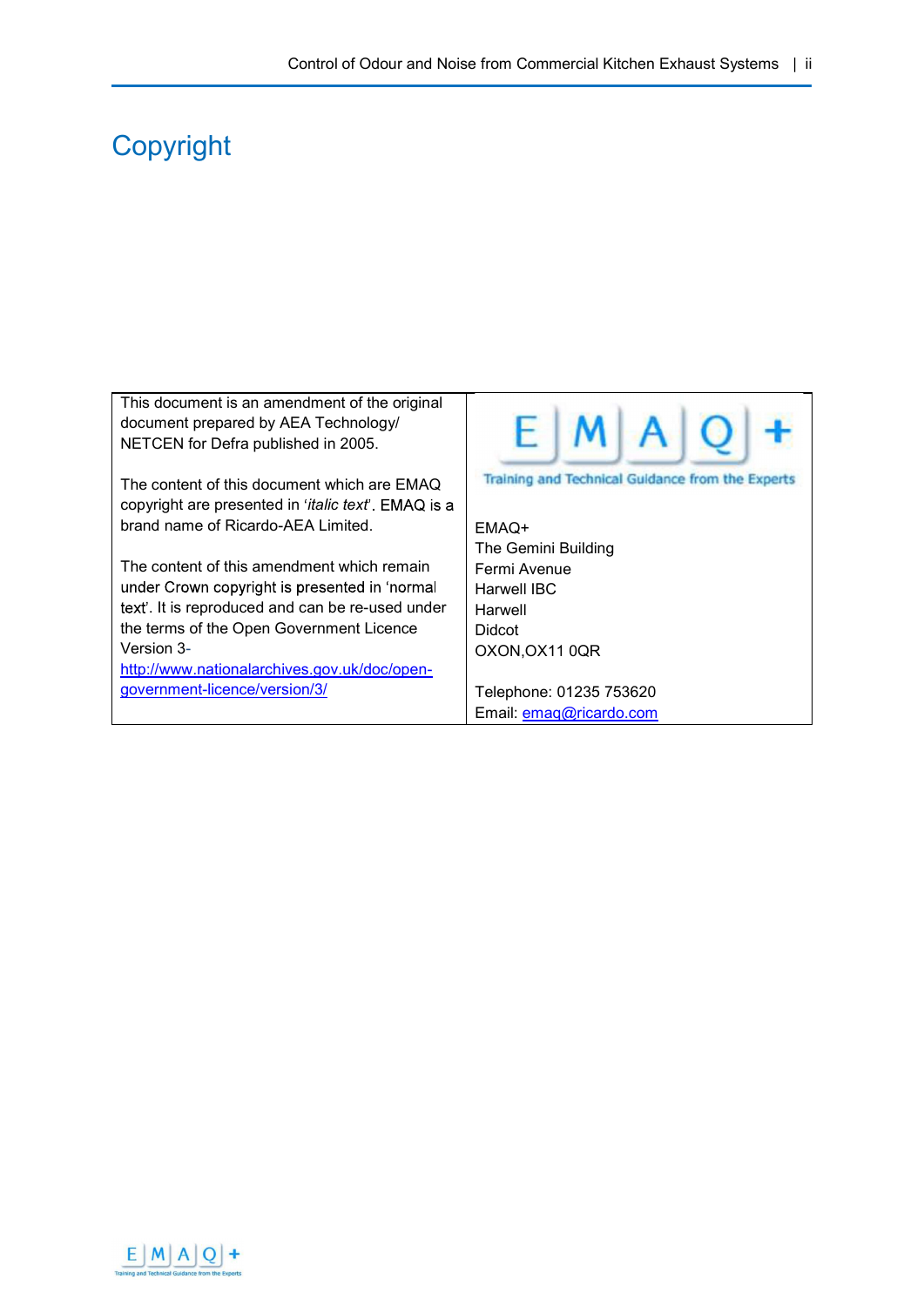# Copyright

| This document is an amendment of the original document prepared by AEA Technology/ NETCEN for Defra published in 2005.<br><br>The content of this document which are EMAQ copyright are presented in '*italic text*'. EMAQ is a brand name of Ricardo-AEA Limited.<br><br>The content of this amendment which remain under Crown copyright is presented in 'normal text'. It is reproduced and can be re-used under the terms of the Open Government Licence Version 3- http://www.nationalarchives.gov.uk/doc/open-government-licence/version/3/ | E M A Q +<br>Training and Technical Guidance from the Experts<br><br>EMAQ+<br>The Gemini Building<br>Fermi Avenue<br>Harwell IBC<br>Harwell<br>Didcot<br>OXON,OX11 0QR<br><br>Telephone: 01235 753620<br>Email: emaq@ricardo.com |
|---|---|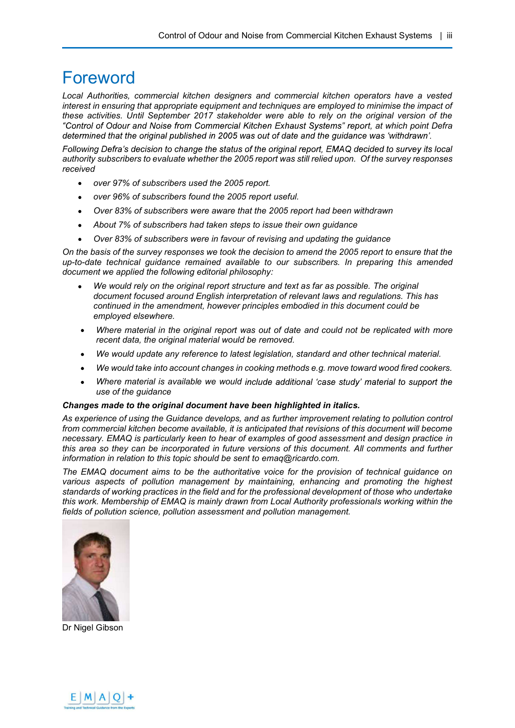# Foreword

*Local Authorities, commercial kitchen designers and commercial kitchen operators have a vested interest in ensuring that appropriate equipment and techniques are employed to minimise the impact of these activities. Until September 2017 stakeholder were able to rely on the original version of the "Control of Odour and Noise from Commercial Kitchen Exhaust Systems" report, at which point Defra determined that the original published in 2005 was out of date and the guidance was 'withdrawn'.*

*Following Defra's decision to change the status of the original report, EMAQ decided to survey its local authority subscribers to evaluate whether the 2005 report was still relied upon. Of the survey responses received*

- *over 97% of subscribers used the 2005 report.*
- *over 96% of subscribers found the 2005 report useful.*
- *Over 83% of subscribers were aware that the 2005 report had been withdrawn*
- *About 7% of subscribers had taken steps to issue their own guidance*
- *Over 83% of subscribers were in favour of revising and updating the guidance*

*On the basis of the survey responses we took the decision to amend the 2005 report to ensure that the up-to-date technical guidance remained available to our subscribers. In preparing this amended document we applied the following editorial philosophy:*

- *We would rely on the original report structure and text as far as possible. The original document focused around English interpretation of relevant laws and regulations. This has continued in the amendment, however principles embodied in this document could be employed elsewhere.*
- *Where material in the original report was out of date and could not be replicated with more recent data, the original material would be removed.*
- *We would update any reference to latest legislation, standard and other technical material.*
- *We would take into account changes in cooking methods e.g. move toward wood fired cookers.*
- *Where material is available we would include additional 'case study' material to support the use of the guidance*

***Changes made to the original document have been highlighted in italics.***

*As experience of using the Guidance develops, and as further improvement relating to pollution control from commercial kitchen become available, it is anticipated that revisions of this document will become necessary. EMAQ is particularly keen to hear of examples of good assessment and design practice in this area so they can be incorporated in future versions of this document. All comments and further information in relation to this topic should be sent to emaq@ricardo.com.*

*The EMAQ document aims to be the authoritative voice for the provision of technical guidance on various aspects of pollution management by maintaining, enhancing and promoting the highest standards of working practices in the field and for the professional development of those who undertake this work. Membership of EMAQ is mainly drawn from Local Authority professionals working within the fields of pollution science, pollution assessment and pollution management.*

Dr Nigel Gibson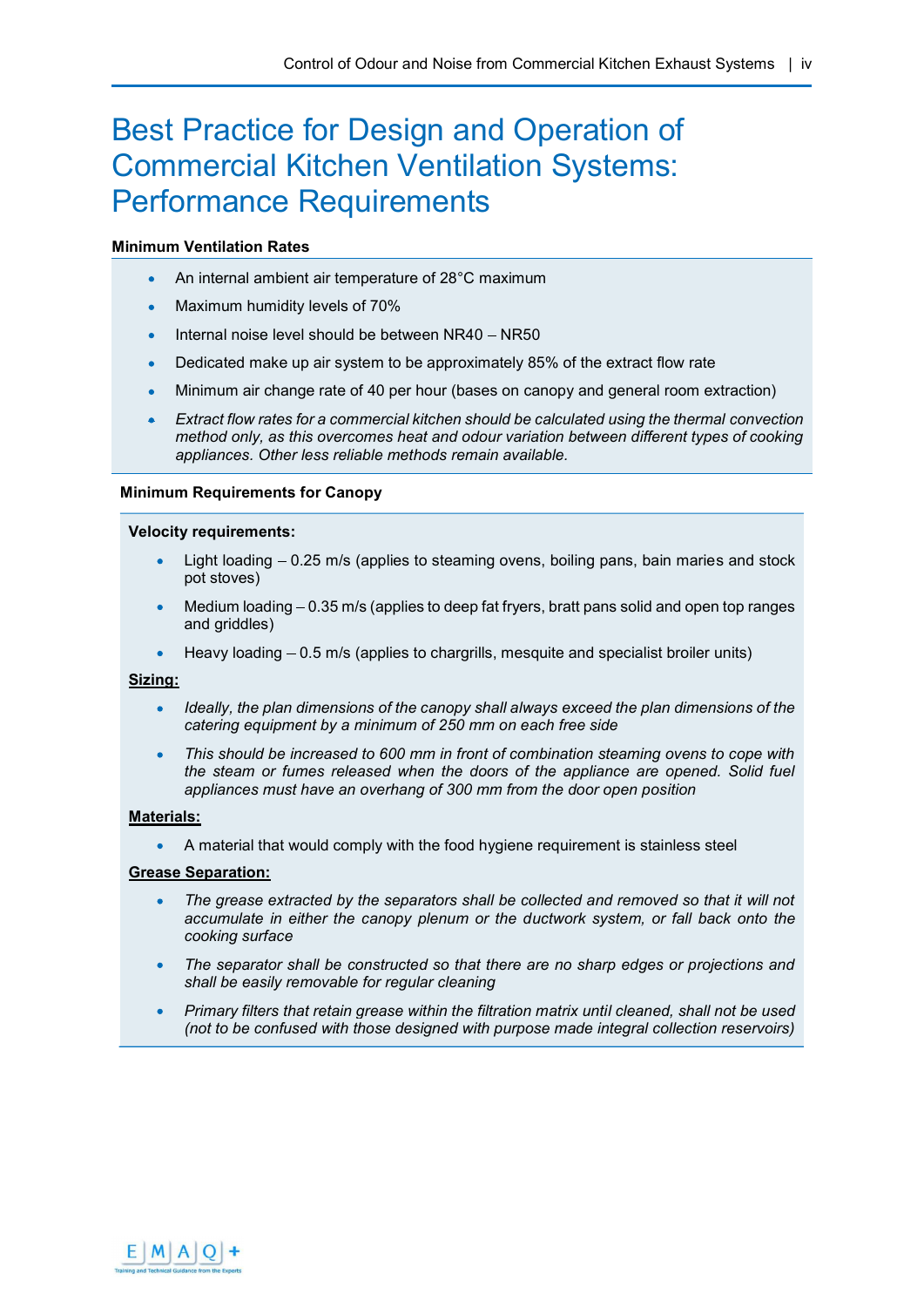# Best Practice for Design and Operation of Commercial Kitchen Ventilation Systems: Performance Requirements

**Minimum Ventilation Rates**

- An internal ambient air temperature of 28°C maximum
- Maximum humidity levels of 70%
- Internal noise level should be between NR40 – NR50
- Dedicated make up air system to be approximately 85% of the extract flow rate
- Minimum air change rate of 40 per hour (bases on canopy and general room extraction)
- *Extract flow rates for a commercial kitchen should be calculated using the thermal convection method only, as this overcomes heat and odour variation between different types of cooking appliances. Other less reliable methods remain available.*

**Minimum Requirements for Canopy**

**Velocity requirements:**

- Light loading – 0.25 m/s (applies to steaming ovens, boiling pans, bain maries and stock pot stoves)
- Medium loading – 0.35 m/s (applies to deep fat fryers, bratt pans solid and open top ranges and griddles)
- Heavy loading – 0.5 m/s (applies to chargrills, mesquite and specialist broiler units)

**Sizing:**

- *Ideally, the plan dimensions of the canopy shall always exceed the plan dimensions of the catering equipment by a minimum of 250 mm on each free side*
- *This should be increased to 600 mm in front of combination steaming ovens to cope with the steam or fumes released when the doors of the appliance are opened. Solid fuel appliances must have an overhang of 300 mm from the door open position*

**Materials:**

- A material that would comply with the food hygiene requirement is stainless steel

**Grease Separation:**

- *The grease extracted by the separators shall be collected and removed so that it will not accumulate in either the canopy plenum or the ductwork system, or fall back onto the cooking surface*
- *The separator shall be constructed so that there are no sharp edges or projections and shall be easily removable for regular cleaning*
- *Primary filters that retain grease within the filtration matrix until cleaned, shall not be used (not to be confused with those designed with purpose made integral collection reservoirs)*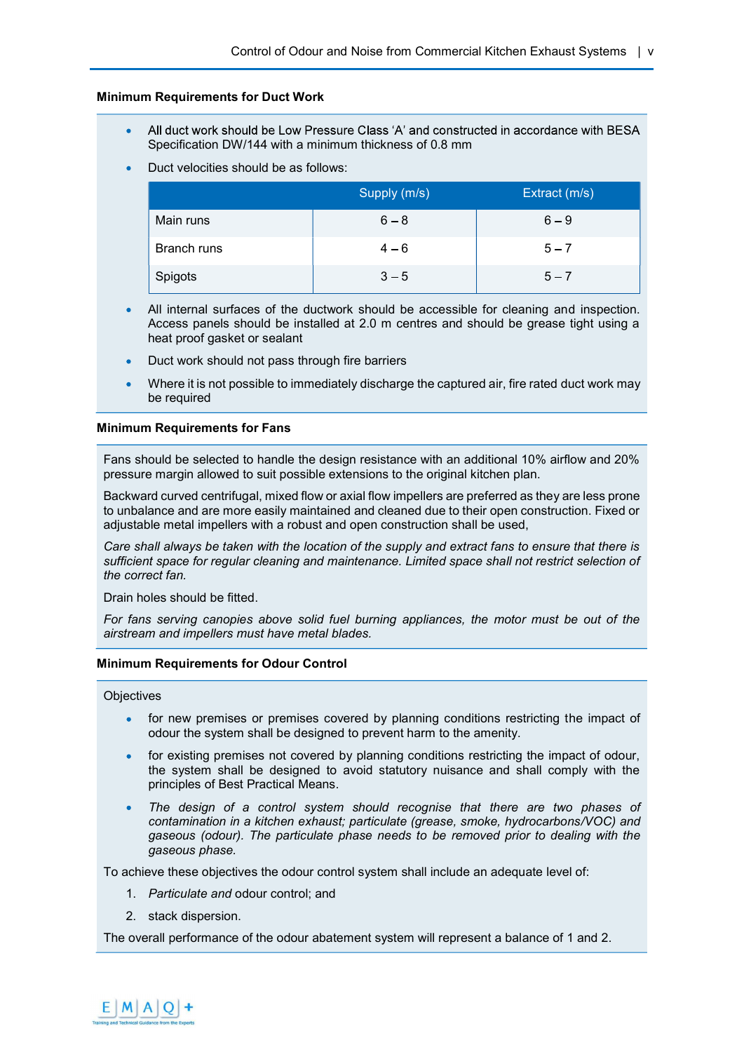### Minimum Requirements for Duct Work

- All duct work should be Low Pressure Class 'A' and constructed in accordance with BESA Specification DW/144 with a minimum thickness of 0.8 mm
- Duct velocities should be as follows:

| | Supply (m/s) | Extract (m/s) |
|---|---|---|
| Main runs | 6 – 8 | 6 – 9 |
| Branch runs | 4 – 6 | 5 – 7 |
| Spigots | 3 – 5 | 5 – 7 |

- All internal surfaces of the ductwork should be accessible for cleaning and inspection. Access panels should be installed at 2.0 m centres and should be grease tight using a heat proof gasket or sealant
- Duct work should not pass through fire barriers
- Where it is not possible to immediately discharge the captured air, fire rated duct work may be required

### Minimum Requirements for Fans

Fans should be selected to handle the design resistance with an additional 10% airflow and 20% pressure margin allowed to suit possible extensions to the original kitchen plan.

Backward curved centrifugal, mixed flow or axial flow impellers are preferred as they are less prone to unbalance and are more easily maintained and cleaned due to their open construction. Fixed or adjustable metal impellers with a robust and open construction shall be used,

*Care shall always be taken with the location of the supply and extract fans to ensure that there is sufficient space for regular cleaning and maintenance. Limited space shall not restrict selection of the correct fan.*

Drain holes should be fitted.

*For fans serving canopies above solid fuel burning appliances, the motor must be out of the airstream and impellers must have metal blades.*

### Minimum Requirements for Odour Control

Objectives

- for new premises or premises covered by planning conditions restricting the impact of odour the system shall be designed to prevent harm to the amenity.
- for existing premises not covered by planning conditions restricting the impact of odour, the system shall be designed to avoid statutory nuisance and shall comply with the principles of Best Practical Means.
- *The design of a control system should recognise that there are two phases of contamination in a kitchen exhaust; particulate (grease, smoke, hydrocarbons/VOC) and gaseous (odour). The particulate phase needs to be removed prior to dealing with the gaseous phase.*

To achieve these objectives the odour control system shall include an adequate level of:

1. *Particulate and* odour control; and
2. stack dispersion.

The overall performance of the odour abatement system will represent a balance of 1 and 2.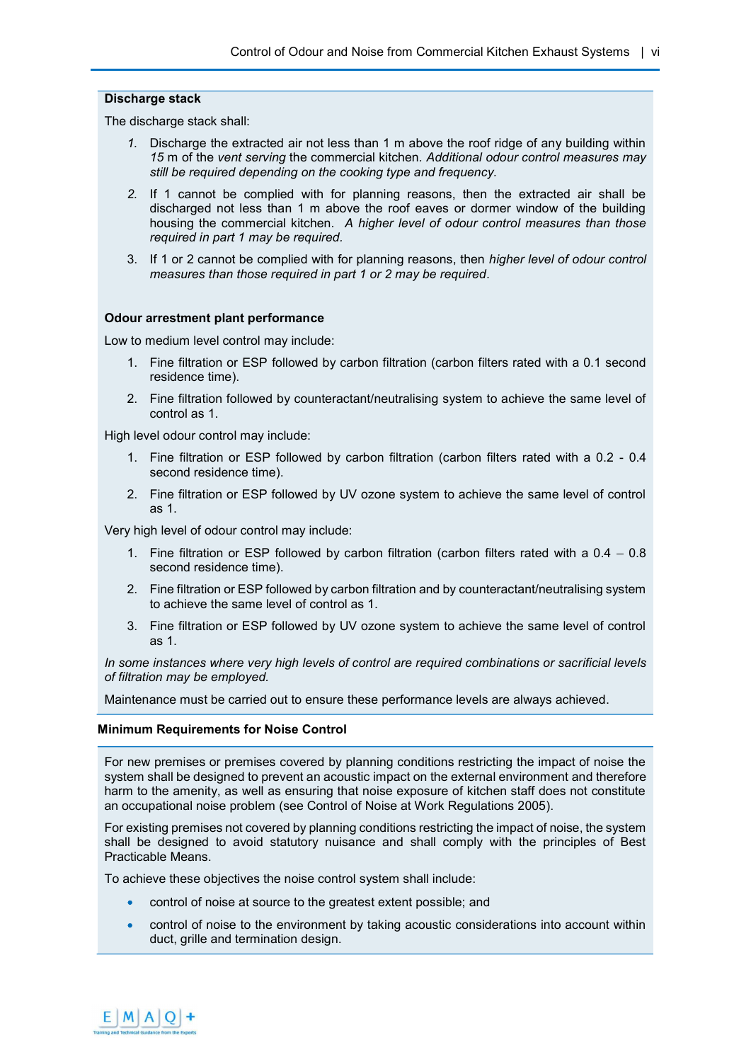**Discharge stack**

The discharge stack shall:

1. Discharge the extracted air not less than 1 m above the roof ridge of any building within *15* m of the *vent serving* the commercial kitchen. *Additional odour control measures may still be required depending on the cooking type and frequency.*
2. If 1 cannot be complied with for planning reasons, then the extracted air shall be discharged not less than 1 m above the roof eaves or dormer window of the building housing the commercial kitchen. *A higher level of odour control measures than those required in part 1 may be required.*
3. If 1 or 2 cannot be complied with for planning reasons, then *higher level of odour control measures than those required in part 1 or 2 may be required*.

**Odour arrestment plant performance**

Low to medium level control may include:

1. Fine filtration or ESP followed by carbon filtration (carbon filters rated with a 0.1 second residence time).
2. Fine filtration followed by counteractant/neutralising system to achieve the same level of control as 1.

High level odour control may include:

1. Fine filtration or ESP followed by carbon filtration (carbon filters rated with a 0.2 - 0.4 second residence time).
2. Fine filtration or ESP followed by UV ozone system to achieve the same level of control as 1.

Very high level of odour control may include:

1. Fine filtration or ESP followed by carbon filtration (carbon filters rated with a 0.4 – 0.8 second residence time).
2. Fine filtration or ESP followed by carbon filtration and by counteractant/neutralising system to achieve the same level of control as 1.
3. Fine filtration or ESP followed by UV ozone system to achieve the same level of control as 1.

*In some instances where very high levels of control are required combinations or sacrificial levels of filtration may be employed.*

Maintenance must be carried out to ensure these performance levels are always achieved.

**Minimum Requirements for Noise Control**

For new premises or premises covered by planning conditions restricting the impact of noise the system shall be designed to prevent an acoustic impact on the external environment and therefore harm to the amenity, as well as ensuring that noise exposure of kitchen staff does not constitute an occupational noise problem (see Control of Noise at Work Regulations 2005).

For existing premises not covered by planning conditions restricting the impact of noise, the system shall be designed to avoid statutory nuisance and shall comply with the principles of Best Practicable Means.

To achieve these objectives the noise control system shall include:

- control of noise at source to the greatest extent possible; and
- control of noise to the environment by taking acoustic considerations into account within duct, grille and termination design.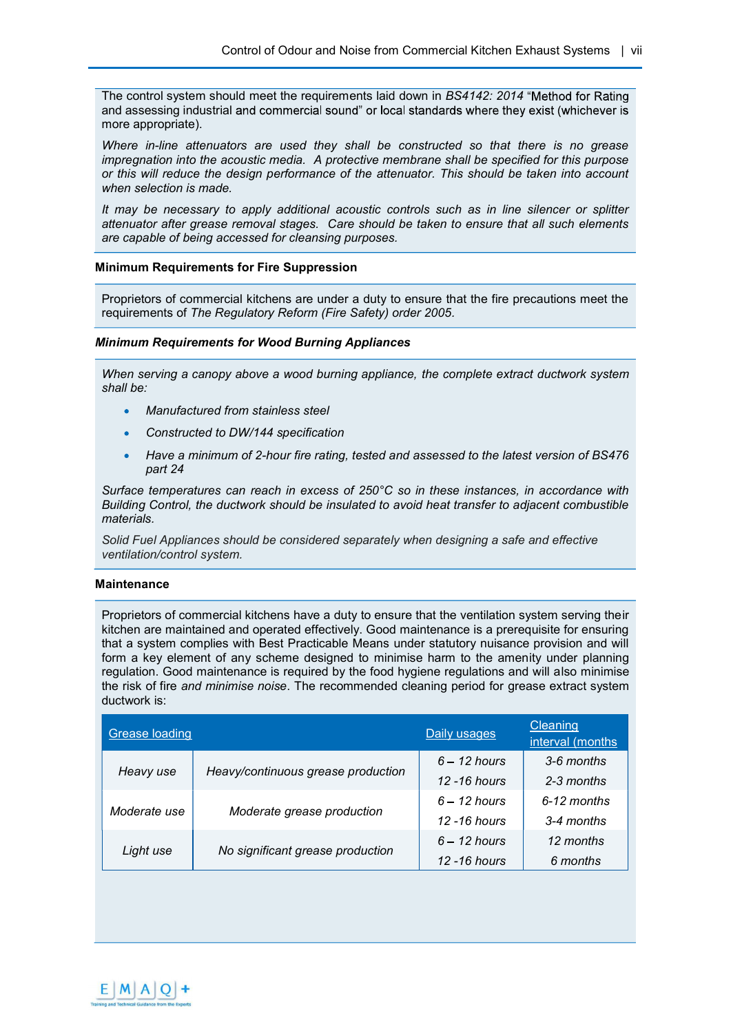The control system should meet the requirements laid down in *BS4142: 2014* "Method for Rating and assessing industrial and commercial sound" or local standards where they exist (whichever is more appropriate).

*Where in-line attenuators are used they shall be constructed so that there is no grease impregnation into the acoustic media. A protective membrane shall be specified for this purpose or this will reduce the design performance of the attenuator. This should be taken into account when selection is made.*

*It may be necessary to apply additional acoustic controls such as in line silencer or splitter attenuator after grease removal stages. Care should be taken to ensure that all such elements are capable of being accessed for cleansing purposes.*

**Minimum Requirements for Fire Suppression**

Proprietors of commercial kitchens are under a duty to ensure that the fire precautions meet the requirements of *The Regulatory Reform (Fire Safety) order 2005*.

***Minimum Requirements for Wood Burning Appliances***

*When serving a canopy above a wood burning appliance, the complete extract ductwork system shall be:*

- *Manufactured from stainless steel*
- *Constructed to DW/144 specification*
- *Have a minimum of 2-hour fire rating, tested and assessed to the latest version of BS476 part 24*

*Surface temperatures can reach in excess of 250°C so in these instances, in accordance with Building Control, the ductwork should be insulated to avoid heat transfer to adjacent combustible materials.*

*Solid Fuel Appliances should be considered separately when designing a safe and effective ventilation/control system.*

**Maintenance**

Proprietors of commercial kitchens have a duty to ensure that the ventilation system serving their kitchen are maintained and operated effectively. Good maintenance is a prerequisite for ensuring that a system complies with Best Practicable Means under statutory nuisance provision and will form a key element of any scheme designed to minimise harm to the amenity under planning regulation. Good maintenance is required by the food hygiene regulations and will also minimise the risk of fire *and minimise noise*. The recommended cleaning period for grease extract system ductwork is:

| Grease loading | | Daily usages | Cleaning interval (months |
|---|---|---|---|
| *Heavy use* | *Heavy/continuous grease production* | *6 – 12 hours* | *3-6 months* |
| | | *12 -16 hours* | *2-3 months* |
| *Moderate use* | *Moderate grease production* | *6 – 12 hours* | *6-12 months* |
| | | *12 -16 hours* | *3-4 months* |
| *Light use* | *No significant grease production* | *6 – 12 hours* | *12 months* |
| | | *12 -16 hours* | *6 months* |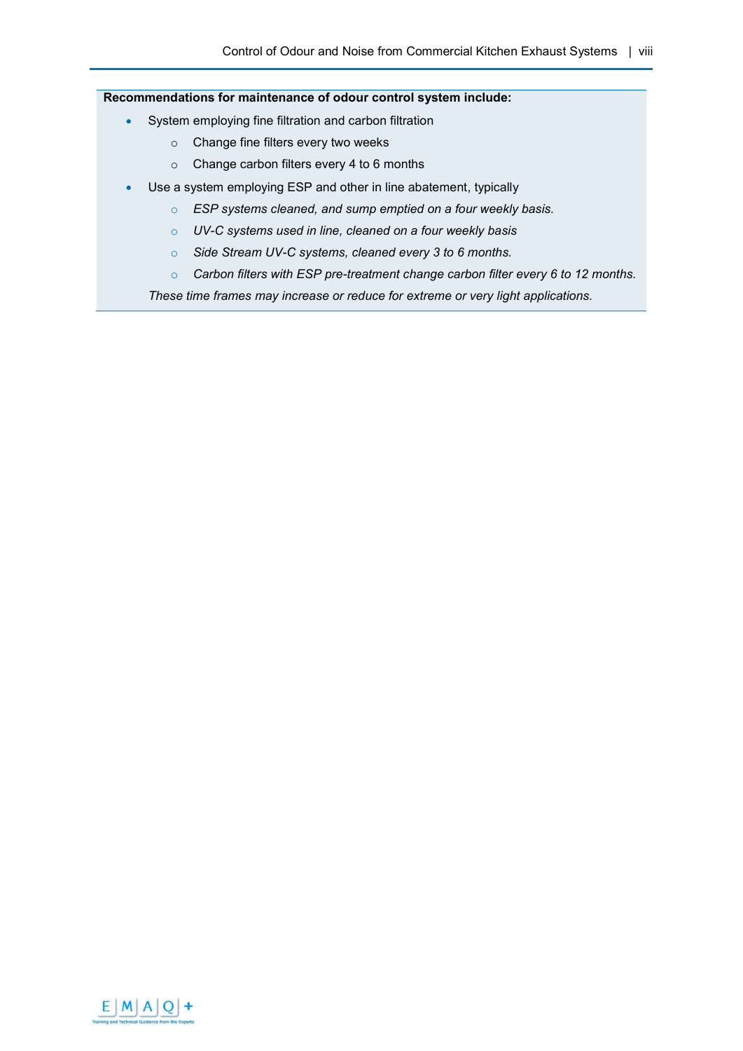**Recommendations for maintenance of odour control system include:**

- System employing fine filtration and carbon filtration
  - Change fine filters every two weeks
  - Change carbon filters every 4 to 6 months
- Use a system employing ESP and other in line abatement, typically
  - *ESP systems cleaned, and sump emptied on a four weekly basis.*
  - *UV-C systems used in line, cleaned on a four weekly basis*
  - *Side Stream UV-C systems, cleaned every 3 to 6 months.*
  - *Carbon filters with ESP pre-treatment change carbon filter every 6 to 12 months.*

*These time frames may increase or reduce for extreme or very light applications.*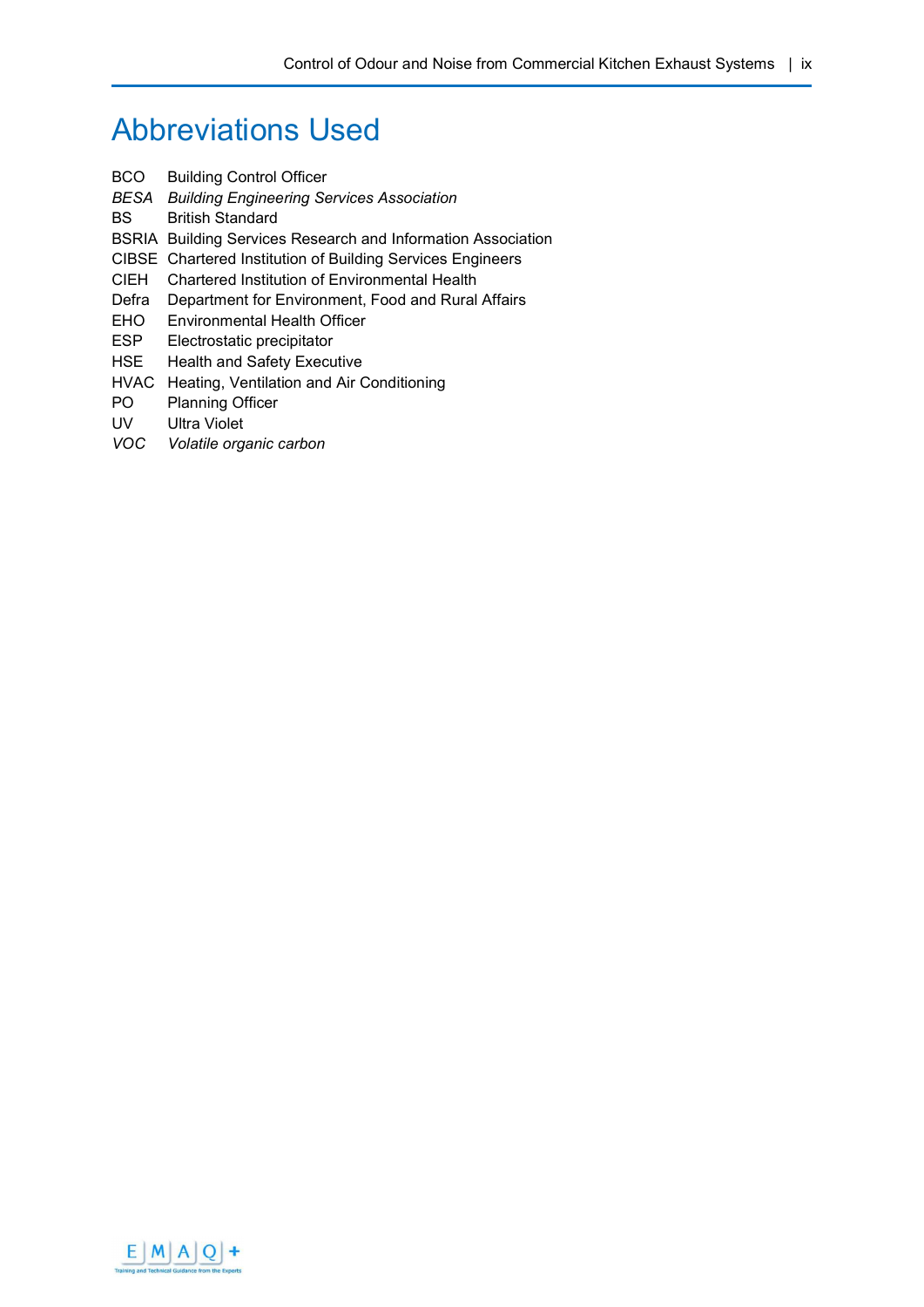# Abbreviations Used

| | |
|---|---|
| BCO | Building Control Officer |
| *BESA* | *Building Engineering Services Association* |
| BS | British Standard |
| BSRIA | Building Services Research and Information Association |
| CIBSE | Chartered Institution of Building Services Engineers |
| CIEH | Chartered Institution of Environmental Health |
| Defra | Department for Environment, Food and Rural Affairs |
| EHO | Environmental Health Officer |
| ESP | Electrostatic precipitator |
| HSE | Health and Safety Executive |
| HVAC | Heating, Ventilation and Air Conditioning |
| PO | Planning Officer |
| UV | Ultra Violet |
| *VOC* | *Volatile organic carbon* |